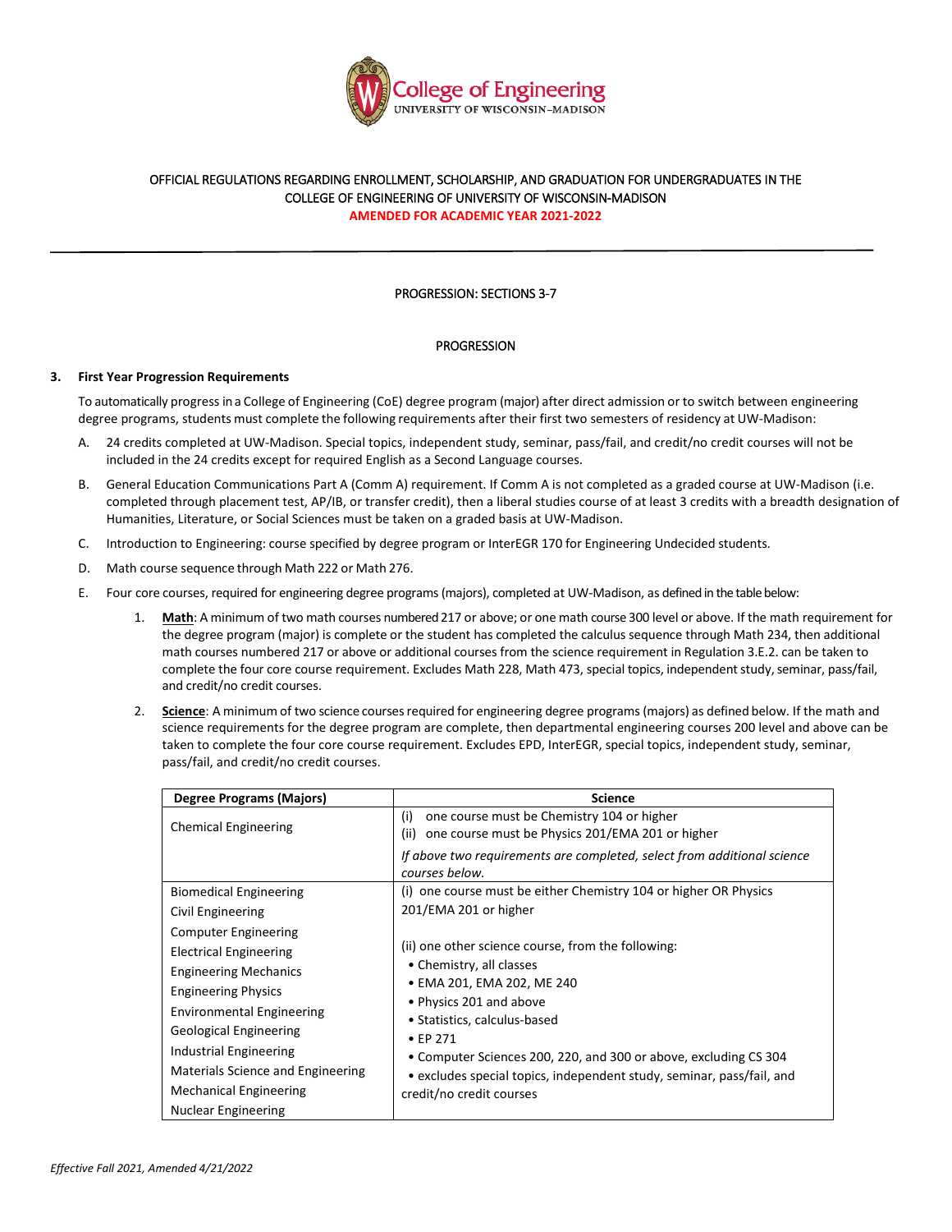College of Engineering
UNIVERSITY OF WISCONSIN–MADISON

OFFICIAL REGULATIONS REGARDING ENROLLMENT, SCHOLARSHIP, AND GRADUATION FOR UNDERGRADUATES IN THE COLLEGE OF ENGINEERING OF UNIVERSITY OF WISCONSIN-MADISON

**AMENDED FOR ACADEMIC YEAR 2021-2022**

---

PROGRESSION: SECTIONS 3-7

PROGRESSION

**3. First Year Progression Requirements**

To automatically progress in a College of Engineering (CoE) degree program (major) after direct admission or to switch between engineering degree programs, students must complete the following requirements after their first two semesters of residency at UW-Madison:

A. 24 credits completed at UW-Madison. Special topics, independent study, seminar, pass/fail, and credit/no credit courses will not be included in the 24 credits except for required English as a Second Language courses.

B. General Education Communications Part A (Comm A) requirement. If Comm A is not completed as a graded course at UW-Madison (i.e. completed through placement test, AP/IB, or transfer credit), then a liberal studies course of at least 3 credits with a breadth designation of Humanities, Literature, or Social Sciences must be taken on a graded basis at UW-Madison.

C. Introduction to Engineering: course specified by degree program or InterEGR 170 for Engineering Undecided students.

D. Math course sequence through Math 222 or Math 276.

E. Four core courses, required for engineering degree programs (majors), completed at UW-Madison, as defined in the table below:

1. **Math**: A minimum of two math courses numbered 217 or above; or one math course 300 level or above. If the math requirement for the degree program (major) is complete or the student has completed the calculus sequence through Math 234, then additional math courses numbered 217 or above or additional courses from the science requirement in Regulation 3.E.2. can be taken to complete the four core course requirement. Excludes Math 228, Math 473, special topics, independent study, seminar, pass/fail, and credit/no credit courses.

2. **Science**: A minimum of two science courses required for engineering degree programs (majors) as defined below. If the math and science requirements for the degree program are complete, then departmental engineering courses 200 level and above can be taken to complete the four core course requirement. Excludes EPD, InterEGR, special topics, independent study, seminar, pass/fail, and credit/no credit courses.

| Degree Programs (Majors) | Science |
|---|---|
| Chemical Engineering | (i) one course must be Chemistry 104 or higher<br>(ii) one course must be Physics 201/EMA 201 or higher<br>*If above two requirements are completed, select from additional science courses below.* |
| Biomedical Engineering<br>Civil Engineering<br>Computer Engineering<br>Electrical Engineering<br>Engineering Mechanics<br>Engineering Physics<br>Environmental Engineering<br>Geological Engineering<br>Industrial Engineering<br>Materials Science and Engineering<br>Mechanical Engineering<br>Nuclear Engineering | (i) one course must be either Chemistry 104 or higher OR Physics 201/EMA 201 or higher<br><br>(ii) one other science course, from the following:<br>• Chemistry, all classes<br>• EMA 201, EMA 202, ME 240<br>• Physics 201 and above<br>• Statistics, calculus-based<br>• EP 271<br>• Computer Sciences 200, 220, and 300 or above, excluding CS 304<br>• excludes special topics, independent study, seminar, pass/fail, and credit/no credit courses |

*Effective Fall 2021, Amended 4/21/2022*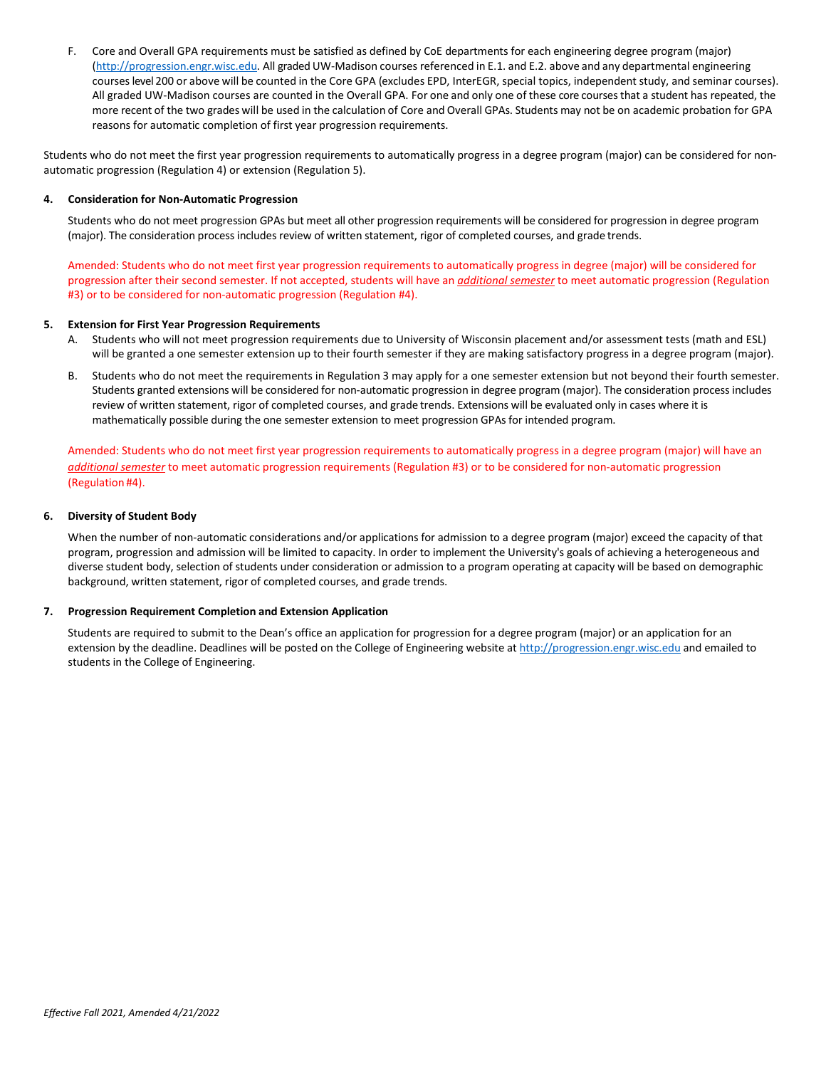F. Core and Overall GPA requirements must be satisfied as defined by CoE departments for each engineering degree program (major) (http://progression.engr.wisc.edu. All graded UW-Madison courses referenced in E.1. and E.2. above and any departmental engineering courses level 200 or above will be counted in the Core GPA (excludes EPD, InterEGR, special topics, independent study, and seminar courses). All graded UW-Madison courses are counted in the Overall GPA. For one and only one of these core courses that a student has repeated, the more recent of the two grades will be used in the calculation of Core and Overall GPAs. Students may not be on academic probation for GPA reasons for automatic completion of first year progression requirements.

Students who do not meet the first year progression requirements to automatically progress in a degree program (major) can be considered for non-automatic progression (Regulation 4) or extension (Regulation 5).

**4. Consideration for Non-Automatic Progression**

Students who do not meet progression GPAs but meet all other progression requirements will be considered for progression in degree program (major). The consideration process includes review of written statement, rigor of completed courses, and grade trends.

Amended: Students who do not meet first year progression requirements to automatically progress in degree (major) will be considered for progression after their second semester. If not accepted, students will have an ***additional semester*** to meet automatic progression (Regulation #3) or to be considered for non-automatic progression (Regulation #4).

**5. Extension for First Year Progression Requirements**

A. Students who will not meet progression requirements due to University of Wisconsin placement and/or assessment tests (math and ESL) will be granted a one semester extension up to their fourth semester if they are making satisfactory progress in a degree program (major).

B. Students who do not meet the requirements in Regulation 3 may apply for a one semester extension but not beyond their fourth semester. Students granted extensions will be considered for non-automatic progression in degree program (major). The consideration process includes review of written statement, rigor of completed courses, and grade trends. Extensions will be evaluated only in cases where it is mathematically possible during the one semester extension to meet progression GPAs for intended program.

Amended: Students who do not meet first year progression requirements to automatically progress in a degree program (major) will have an ***additional semester*** to meet automatic progression requirements (Regulation #3) or to be considered for non-automatic progression (Regulation #4).

**6. Diversity of Student Body**

When the number of non-automatic considerations and/or applications for admission to a degree program (major) exceed the capacity of that program, progression and admission will be limited to capacity. In order to implement the University's goals of achieving a heterogeneous and diverse student body, selection of students under consideration or admission to a program operating at capacity will be based on demographic background, written statement, rigor of completed courses, and grade trends.

**7. Progression Requirement Completion and Extension Application**

Students are required to submit to the Dean's office an application for progression for a degree program (major) or an application for an extension by the deadline. Deadlines will be posted on the College of Engineering website at http://progression.engr.wisc.edu and emailed to students in the College of Engineering.

*Effective Fall 2021, Amended 4/21/2022*